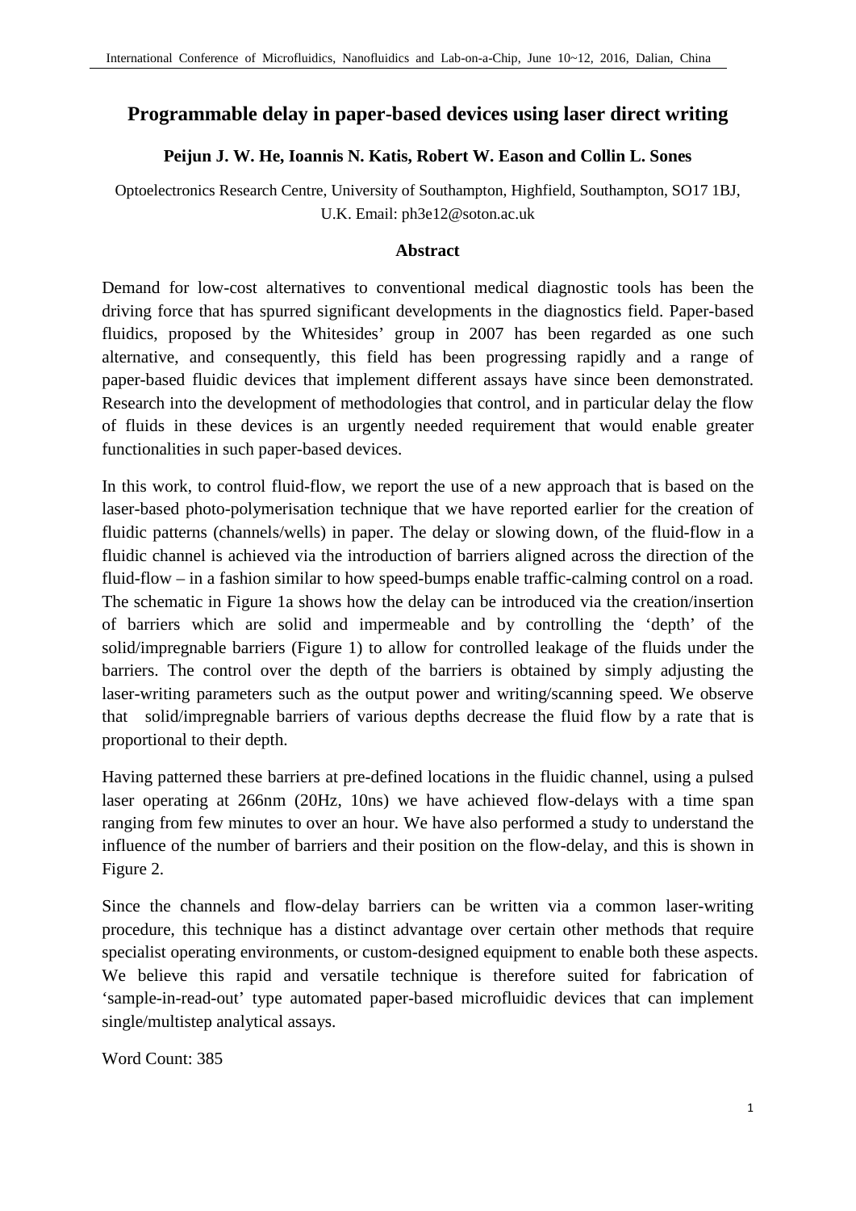# Programmable delay in paper-based devices using laser direct writing

**Peijun J. W. He, Ioannis N. Katis, Robert W. Eason and Collin L. Sones**

Optoelectronics Research Centre, University of Southampton, Highfield, Southampton, SO17 1BJ, U.K. Email: ph3e12@soton.ac.uk

## Abstract

Demand for low-cost alternatives to conventional medical diagnostic tools has been the driving force that has spurred significant developments in the diagnostics field. Paper-based fluidics, proposed by the Whitesides' group in 2007 has been regarded as one such alternative, and consequently, this field has been progressing rapidly and a range of paper-based fluidic devices that implement different assays have since been demonstrated. Research into the development of methodologies that control, and in particular delay the flow of fluids in these devices is an urgently needed requirement that would enable greater functionalities in such paper-based devices.

In this work, to control fluid-flow, we report the use of a new approach that is based on the laser-based photo-polymerisation technique that we have reported earlier for the creation of fluidic patterns (channels/wells) in paper. The delay or slowing down, of the fluid-flow in a fluidic channel is achieved via the introduction of barriers aligned across the direction of the fluid-flow – in a fashion similar to how speed-bumps enable traffic-calming control on a road. The schematic in Figure 1a shows how the delay can be introduced via the creation/insertion of barriers which are solid and impermeable and by controlling the 'depth' of the solid/impregnable barriers (Figure 1) to allow for controlled leakage of the fluids under the barriers. The control over the depth of the barriers is obtained by simply adjusting the laser-writing parameters such as the output power and writing/scanning speed. We observe that solid/impregnable barriers of various depths decrease the fluid flow by a rate that is proportional to their depth.

Having patterned these barriers at pre-defined locations in the fluidic channel, using a pulsed laser operating at 266nm (20Hz, 10ns) we have achieved flow-delays with a time span ranging from few minutes to over an hour. We have also performed a study to understand the influence of the number of barriers and their position on the flow-delay, and this is shown in Figure 2.

Since the channels and flow-delay barriers can be written via a common laser-writing procedure, this technique has a distinct advantage over certain other methods that require specialist operating environments, or custom-designed equipment to enable both these aspects. We believe this rapid and versatile technique is therefore suited for fabrication of 'sample-in-read-out' type automated paper-based microfluidic devices that can implement single/multistep analytical assays.

Word Count: 385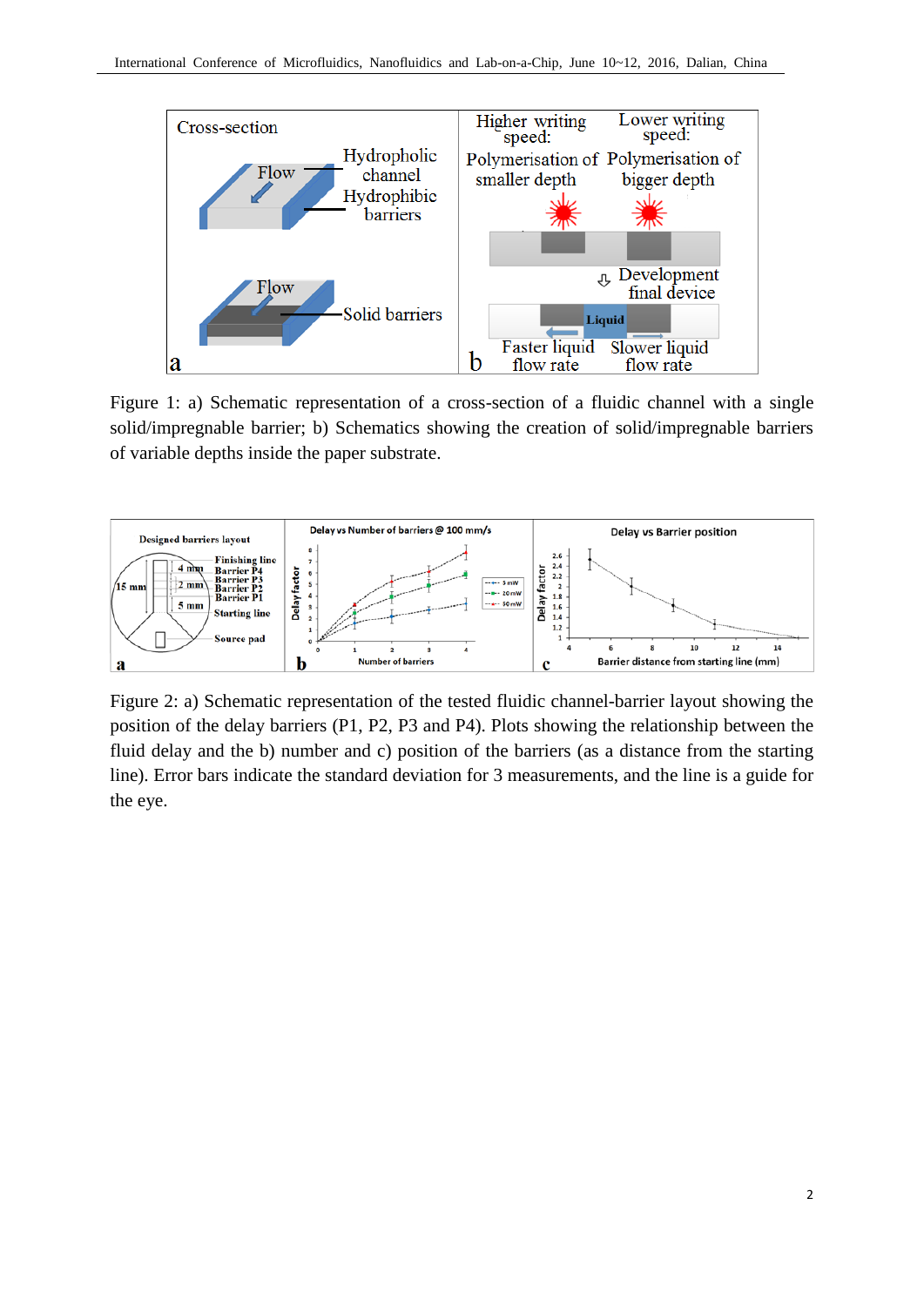Cross-section

Flow

Hydropholic channel

Hydrophibic barriers

Flow

Solid barriers

a

Higher writing speed:

Polymerisation of smaller depth

Lower writing speed:

Polymerisation of bigger depth

Development final device

Liquid

Faster liquid flow rate

Slower liquid flow rate

b

Figure 1: a) Schematic representation of a cross-section of a fluidic channel with a single solid/impregnable barrier; b) Schematics showing the creation of solid/impregnable barriers of variable depths inside the paper substrate.

Designed barriers layout

Finishing line
Barrier P4
Barrier P3
Barrier P2
Barrier P1
Starting line
Source pad

4 mm
2 mm
5 mm
15 mm

a

Delay vs Number of barriers @ 100 mm/s

Delay factor

Number of barriers

5 mW
20 mW
50 mW

b

Delay vs Barrier position

Delay factor

Barrier distance from starting line (mm)

c

Figure 2: a) Schematic representation of the tested fluidic channel-barrier layout showing the position of the delay barriers (P1, P2, P3 and P4). Plots showing the relationship between the fluid delay and the b) number and c) position of the barriers (as a distance from the starting line). Error bars indicate the standard deviation for 3 measurements, and the line is a guide for the eye.